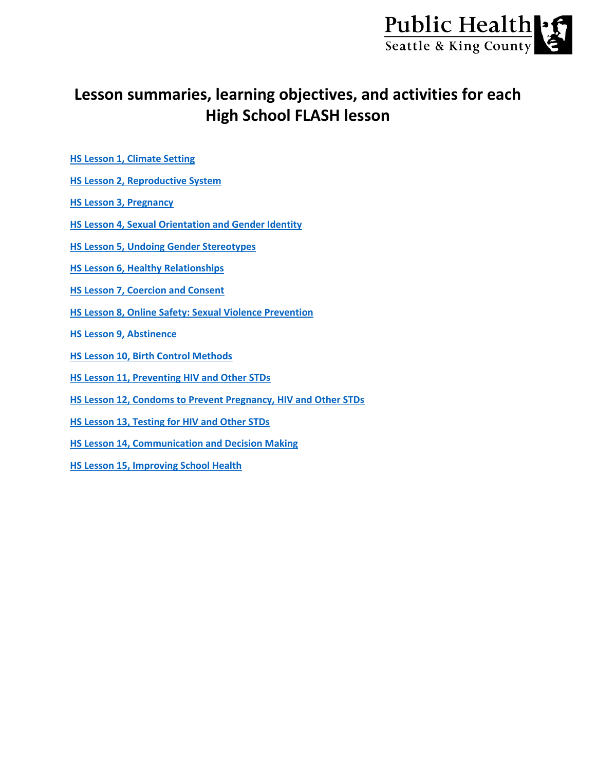Public Health
Seattle & King County

# Lesson summaries, learning objectives, and activities for each High School FLASH lesson

- HS Lesson 1, Climate Setting
- HS Lesson 2, Reproductive System
- HS Lesson 3, Pregnancy
- HS Lesson 4, Sexual Orientation and Gender Identity
- HS Lesson 5, Undoing Gender Stereotypes
- HS Lesson 6, Healthy Relationships
- HS Lesson 7, Coercion and Consent
- HS Lesson 8, Online Safety: Sexual Violence Prevention
- HS Lesson 9, Abstinence
- HS Lesson 10, Birth Control Methods
- HS Lesson 11, Preventing HIV and Other STDs
- HS Lesson 12, Condoms to Prevent Pregnancy, HIV and Other STDs
- HS Lesson 13, Testing for HIV and Other STDs
- HS Lesson 14, Communication and Decision Making
- HS Lesson 15, Improving School Health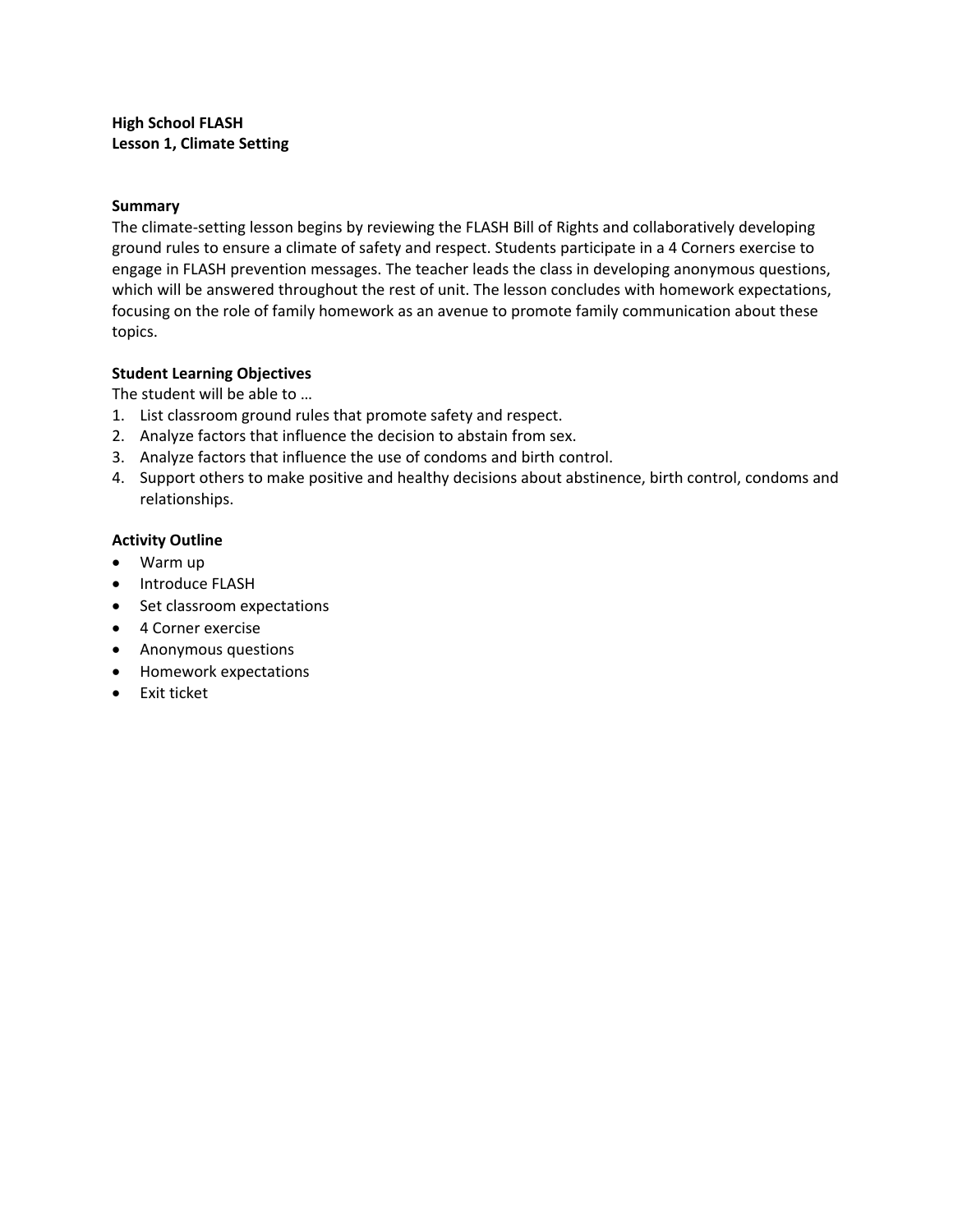**High School FLASH**
**Lesson 1, Climate Setting**

**Summary**

The climate-setting lesson begins by reviewing the FLASH Bill of Rights and collaboratively developing ground rules to ensure a climate of safety and respect. Students participate in a 4 Corners exercise to engage in FLASH prevention messages. The teacher leads the class in developing anonymous questions, which will be answered throughout the rest of unit. The lesson concludes with homework expectations, focusing on the role of family homework as an avenue to promote family communication about these topics.

**Student Learning Objectives**

The student will be able to …

1. List classroom ground rules that promote safety and respect.
2. Analyze factors that influence the decision to abstain from sex.
3. Analyze factors that influence the use of condoms and birth control.
4. Support others to make positive and healthy decisions about abstinence, birth control, condoms and relationships.

**Activity Outline**

- Warm up
- Introduce FLASH
- Set classroom expectations
- 4 Corner exercise
- Anonymous questions
- Homework expectations
- Exit ticket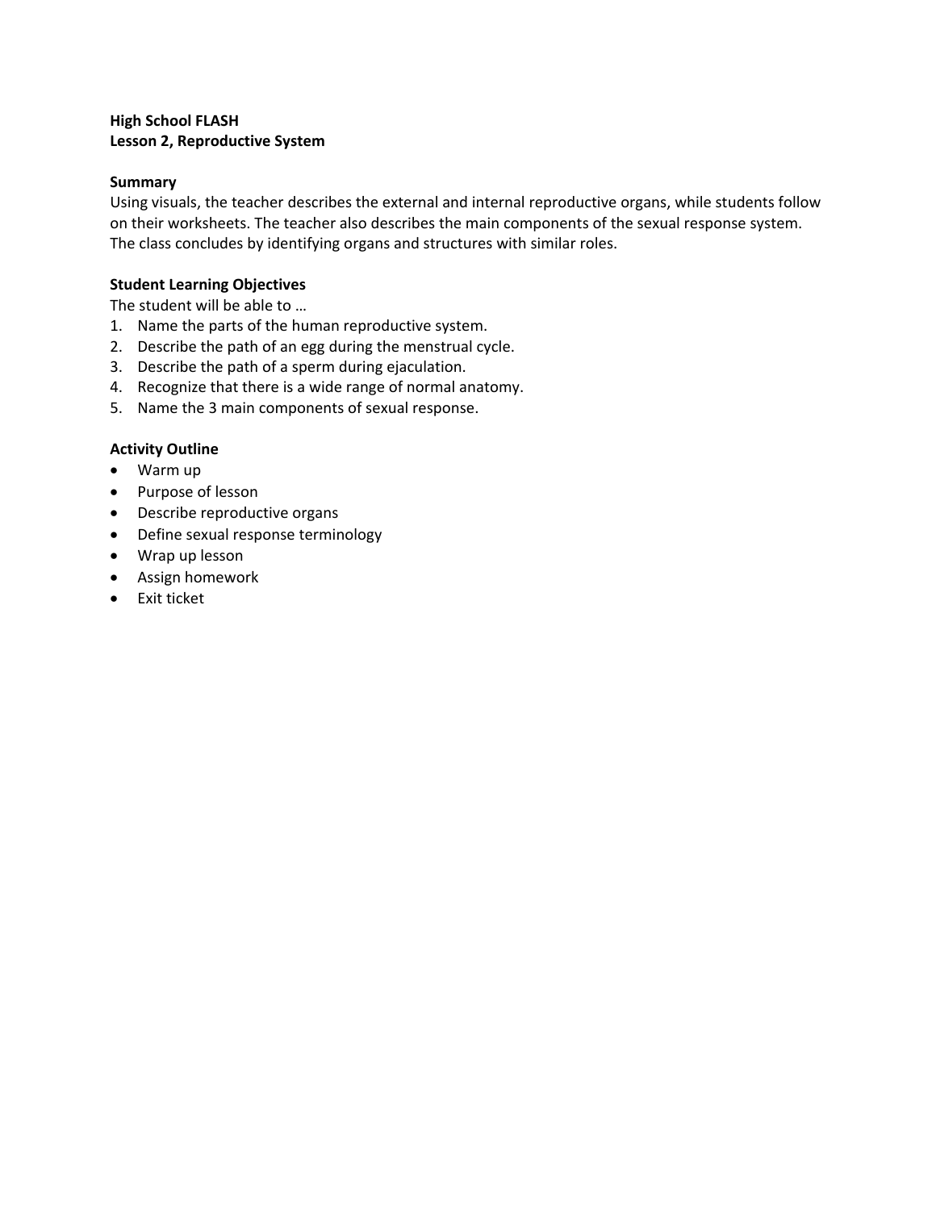**High School FLASH**
**Lesson 2, Reproductive System**

**Summary**
Using visuals, the teacher describes the external and internal reproductive organs, while students follow on their worksheets. The teacher also describes the main components of the sexual response system. The class concludes by identifying organs and structures with similar roles.

**Student Learning Objectives**
The student will be able to …

1. Name the parts of the human reproductive system.
2. Describe the path of an egg during the menstrual cycle.
3. Describe the path of a sperm during ejaculation.
4. Recognize that there is a wide range of normal anatomy.
5. Name the 3 main components of sexual response.

**Activity Outline**

- Warm up
- Purpose of lesson
- Describe reproductive organs
- Define sexual response terminology
- Wrap up lesson
- Assign homework
- Exit ticket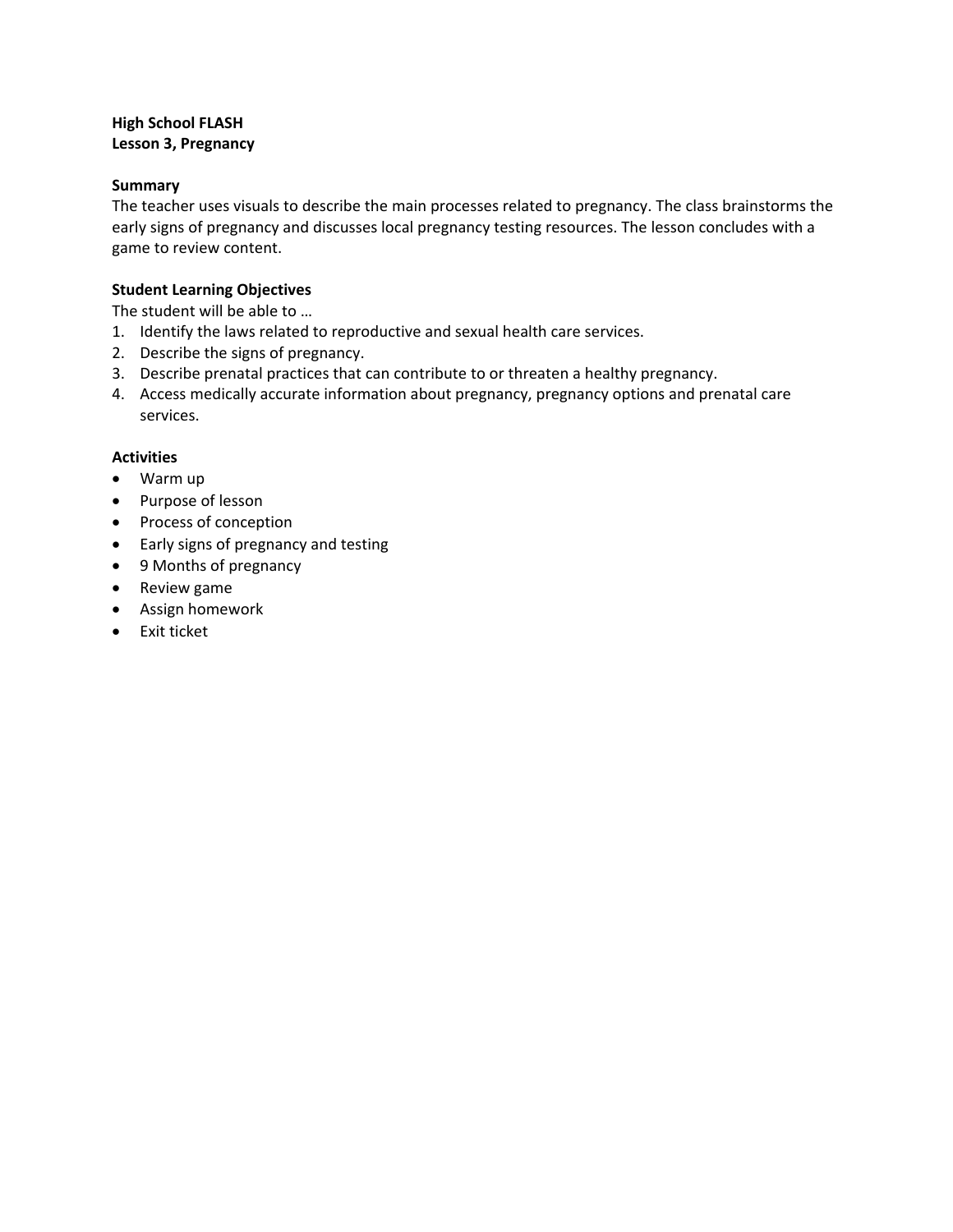**High School FLASH**
**Lesson 3, Pregnancy**

**Summary**

The teacher uses visuals to describe the main processes related to pregnancy. The class brainstorms the early signs of pregnancy and discusses local pregnancy testing resources. The lesson concludes with a game to review content.

**Student Learning Objectives**

The student will be able to …

1. Identify the laws related to reproductive and sexual health care services.
2. Describe the signs of pregnancy.
3. Describe prenatal practices that can contribute to or threaten a healthy pregnancy.
4. Access medically accurate information about pregnancy, pregnancy options and prenatal care services.

**Activities**

- Warm up
- Purpose of lesson
- Process of conception
- Early signs of pregnancy and testing
- 9 Months of pregnancy
- Review game
- Assign homework
- Exit ticket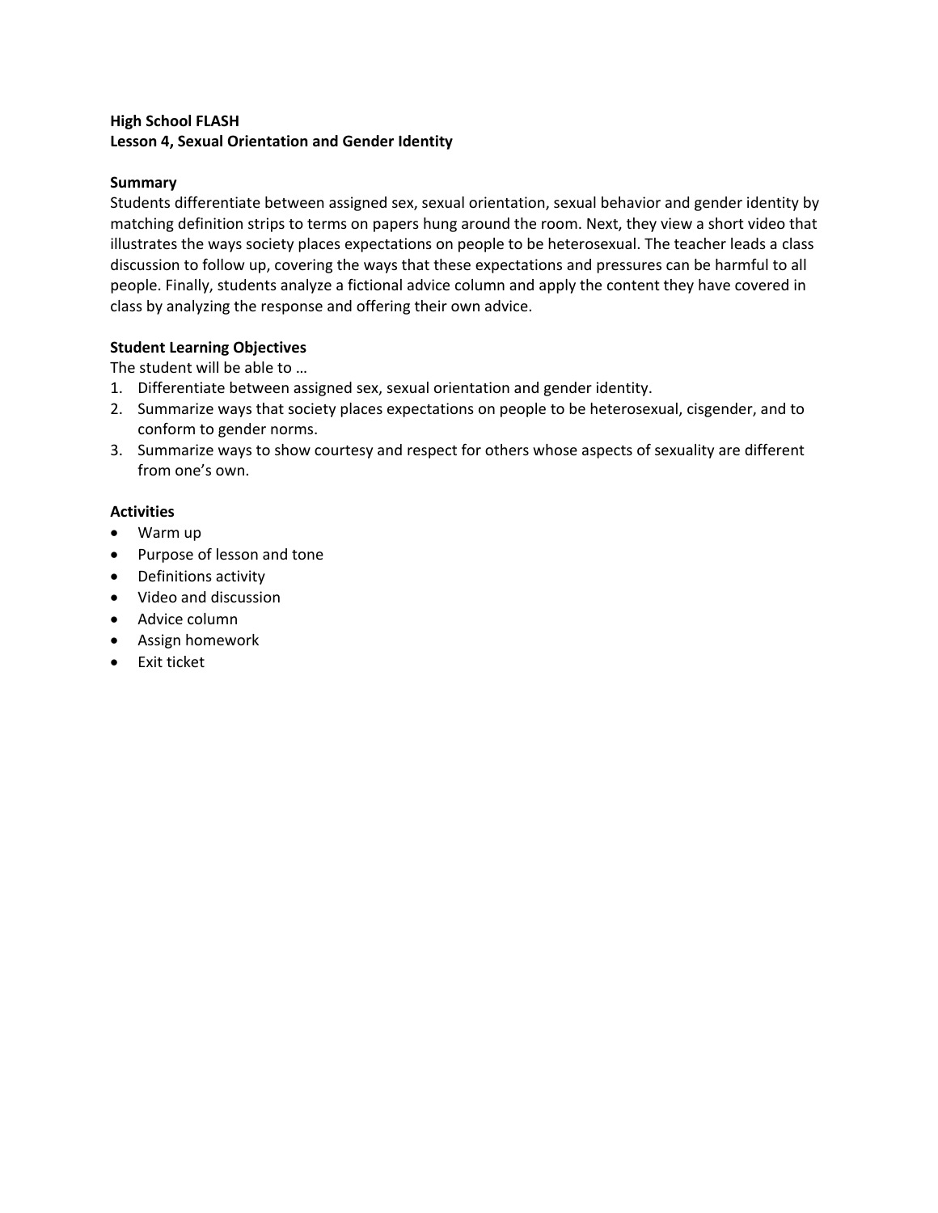**High School FLASH**
**Lesson 4, Sexual Orientation and Gender Identity**

**Summary**

Students differentiate between assigned sex, sexual orientation, sexual behavior and gender identity by matching definition strips to terms on papers hung around the room. Next, they view a short video that illustrates the ways society places expectations on people to be heterosexual. The teacher leads a class discussion to follow up, covering the ways that these expectations and pressures can be harmful to all people. Finally, students analyze a fictional advice column and apply the content they have covered in class by analyzing the response and offering their own advice.

**Student Learning Objectives**

The student will be able to …

1. Differentiate between assigned sex, sexual orientation and gender identity.
2. Summarize ways that society places expectations on people to be heterosexual, cisgender, and to conform to gender norms.
3. Summarize ways to show courtesy and respect for others whose aspects of sexuality are different from one's own.

**Activities**

- Warm up
- Purpose of lesson and tone
- Definitions activity
- Video and discussion
- Advice column
- Assign homework
- Exit ticket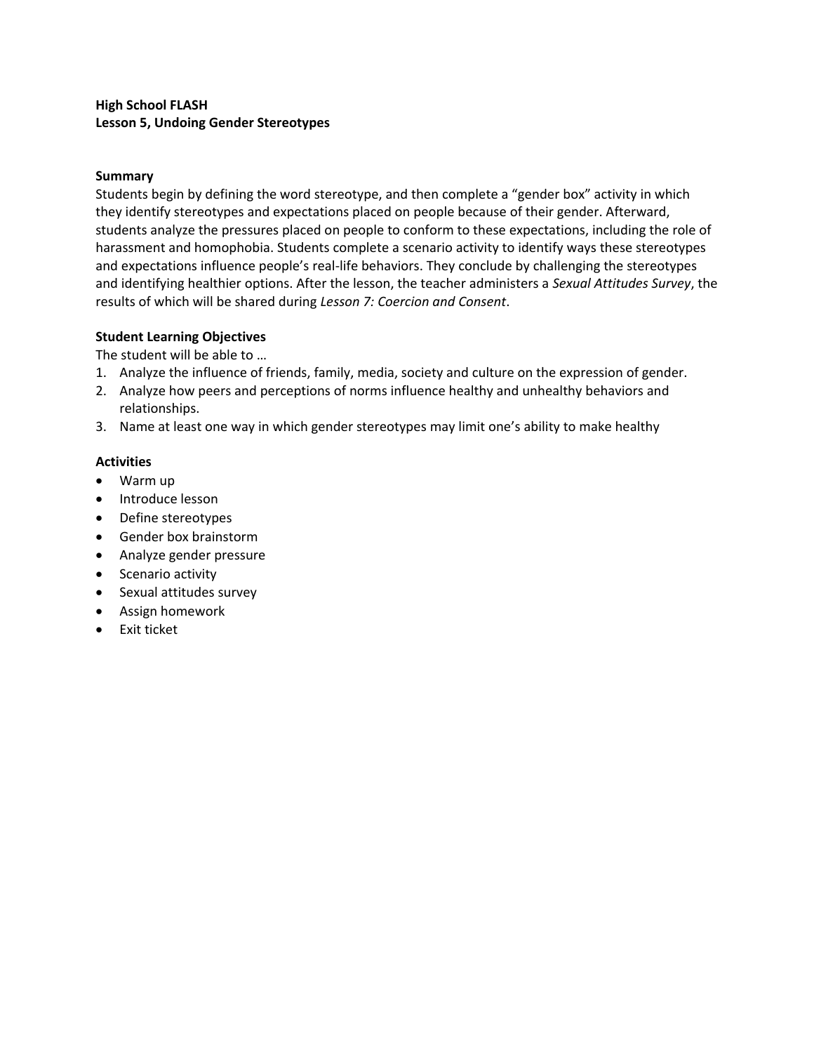**High School FLASH**
**Lesson 5, Undoing Gender Stereotypes**

**Summary**

Students begin by defining the word stereotype, and then complete a "gender box" activity in which they identify stereotypes and expectations placed on people because of their gender. Afterward, students analyze the pressures placed on people to conform to these expectations, including the role of harassment and homophobia. Students complete a scenario activity to identify ways these stereotypes and expectations influence people's real-life behaviors. They conclude by challenging the stereotypes and identifying healthier options. After the lesson, the teacher administers a *Sexual Attitudes Survey*, the results of which will be shared during *Lesson 7: Coercion and Consent*.

**Student Learning Objectives**

The student will be able to …

1. Analyze the influence of friends, family, media, society and culture on the expression of gender.
2. Analyze how peers and perceptions of norms influence healthy and unhealthy behaviors and relationships.
3. Name at least one way in which gender stereotypes may limit one's ability to make healthy

**Activities**

- Warm up
- Introduce lesson
- Define stereotypes
- Gender box brainstorm
- Analyze gender pressure
- Scenario activity
- Sexual attitudes survey
- Assign homework
- Exit ticket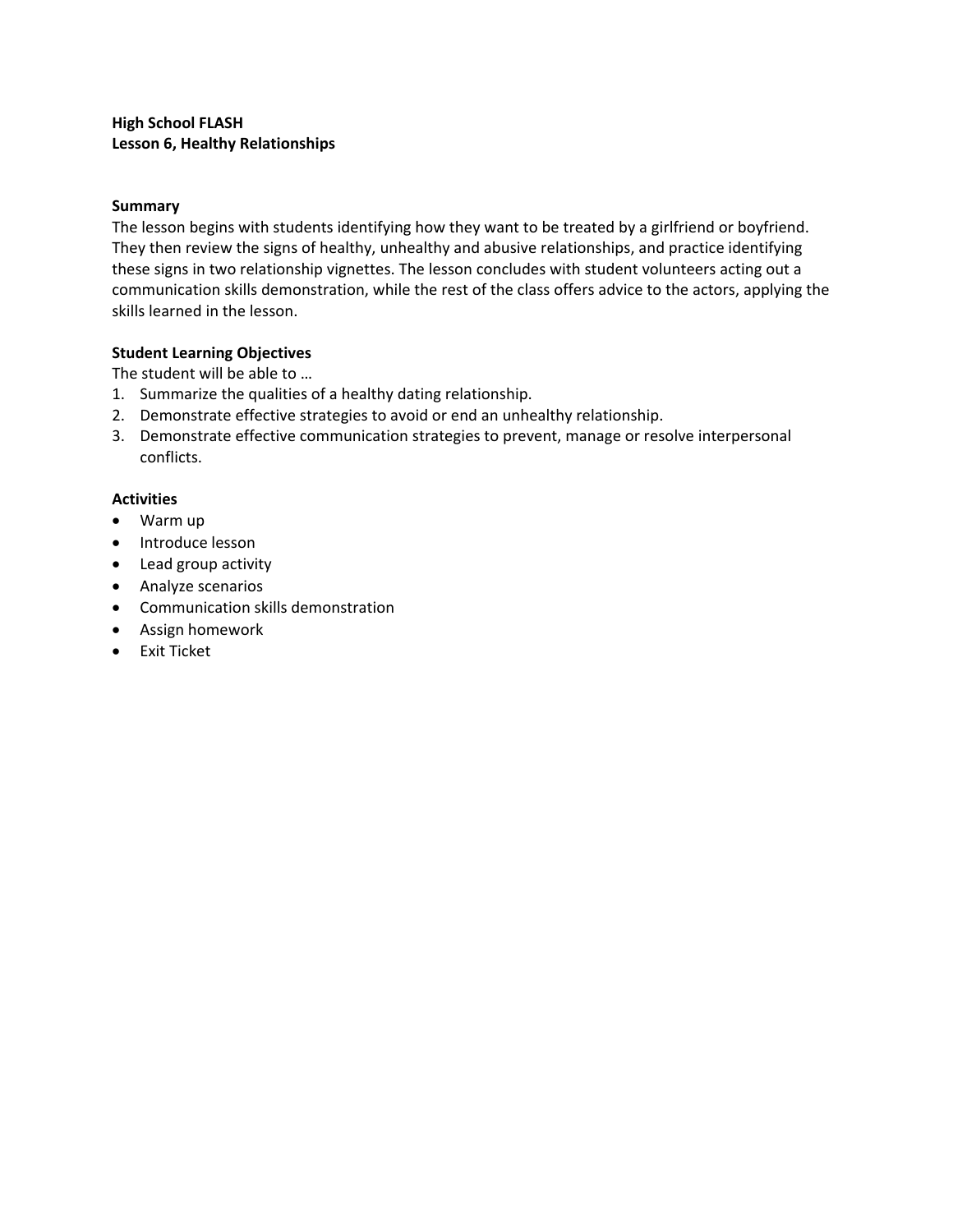**High School FLASH**
**Lesson 6, Healthy Relationships**

## Summary

The lesson begins with students identifying how they want to be treated by a girlfriend or boyfriend. They then review the signs of healthy, unhealthy and abusive relationships, and practice identifying these signs in two relationship vignettes. The lesson concludes with student volunteers acting out a communication skills demonstration, while the rest of the class offers advice to the actors, applying the skills learned in the lesson.

## Student Learning Objectives

The student will be able to …

1. Summarize the qualities of a healthy dating relationship.
2. Demonstrate effective strategies to avoid or end an unhealthy relationship.
3. Demonstrate effective communication strategies to prevent, manage or resolve interpersonal conflicts.

## Activities

- Warm up
- Introduce lesson
- Lead group activity
- Analyze scenarios
- Communication skills demonstration
- Assign homework
- Exit Ticket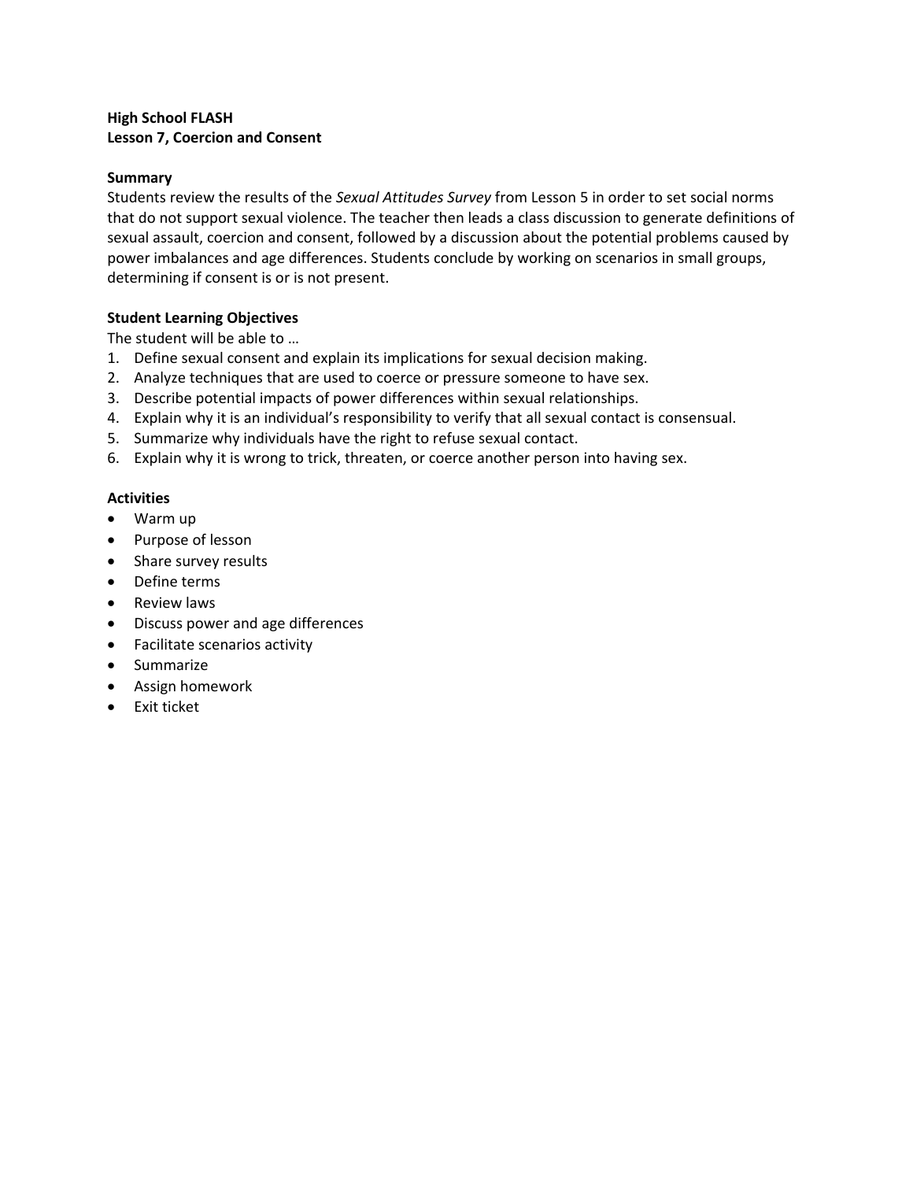**High School FLASH**
**Lesson 7, Coercion and Consent**

**Summary**

Students review the results of the *Sexual Attitudes Survey* from Lesson 5 in order to set social norms that do not support sexual violence. The teacher then leads a class discussion to generate definitions of sexual assault, coercion and consent, followed by a discussion about the potential problems caused by power imbalances and age differences. Students conclude by working on scenarios in small groups, determining if consent is or is not present.

**Student Learning Objectives**

The student will be able to …

1. Define sexual consent and explain its implications for sexual decision making.
2. Analyze techniques that are used to coerce or pressure someone to have sex.
3. Describe potential impacts of power differences within sexual relationships.
4. Explain why it is an individual's responsibility to verify that all sexual contact is consensual.
5. Summarize why individuals have the right to refuse sexual contact.
6. Explain why it is wrong to trick, threaten, or coerce another person into having sex.

**Activities**

- Warm up
- Purpose of lesson
- Share survey results
- Define terms
- Review laws
- Discuss power and age differences
- Facilitate scenarios activity
- Summarize
- Assign homework
- Exit ticket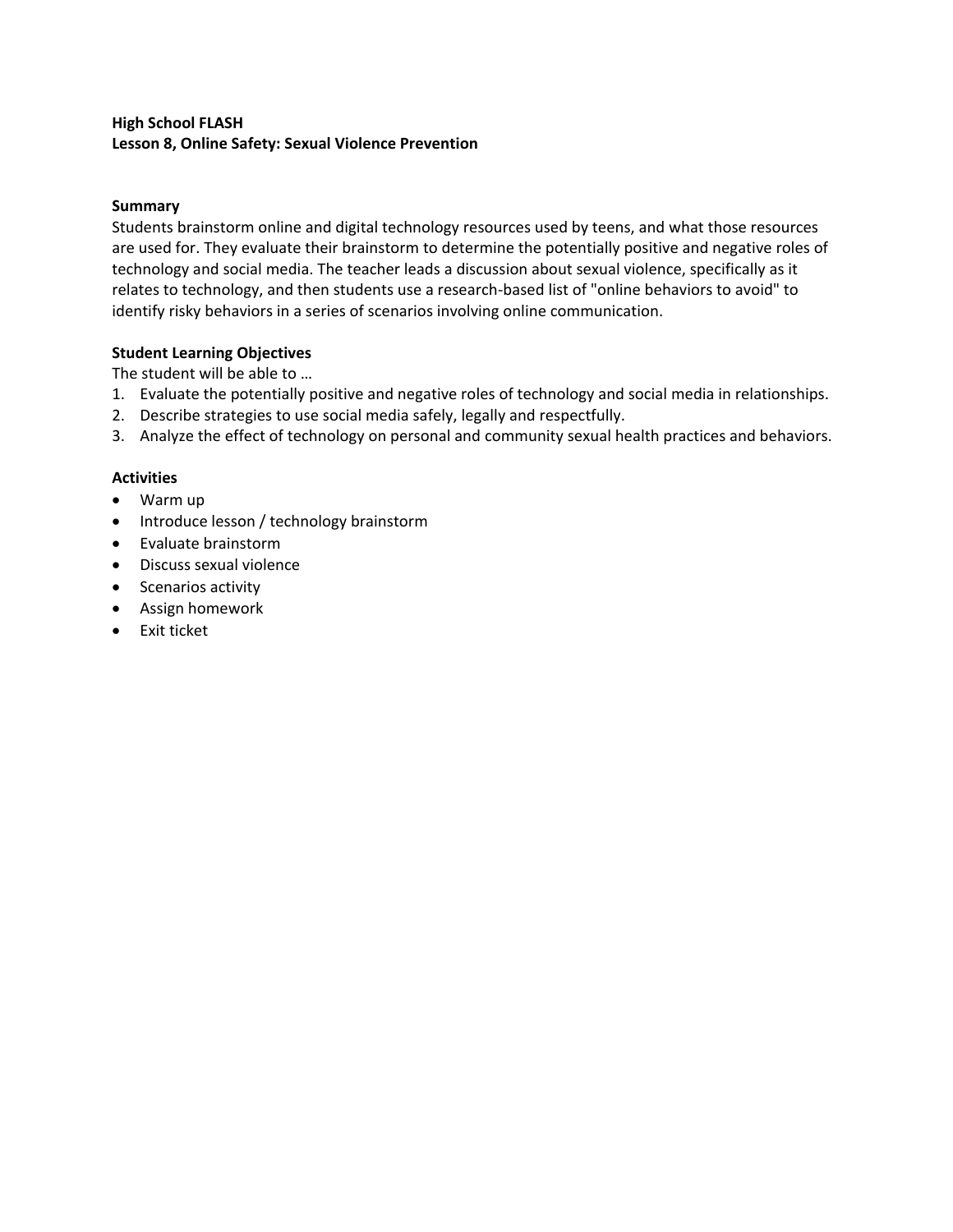**High School FLASH**
**Lesson 8, Online Safety: Sexual Violence Prevention**

**Summary**

Students brainstorm online and digital technology resources used by teens, and what those resources are used for. They evaluate their brainstorm to determine the potentially positive and negative roles of technology and social media. The teacher leads a discussion about sexual violence, specifically as it relates to technology, and then students use a research-based list of "online behaviors to avoid" to identify risky behaviors in a series of scenarios involving online communication.

**Student Learning Objectives**

The student will be able to …

1. Evaluate the potentially positive and negative roles of technology and social media in relationships.
2. Describe strategies to use social media safely, legally and respectfully.
3. Analyze the effect of technology on personal and community sexual health practices and behaviors.

**Activities**

- Warm up
- Introduce lesson / technology brainstorm
- Evaluate brainstorm
- Discuss sexual violence
- Scenarios activity
- Assign homework
- Exit ticket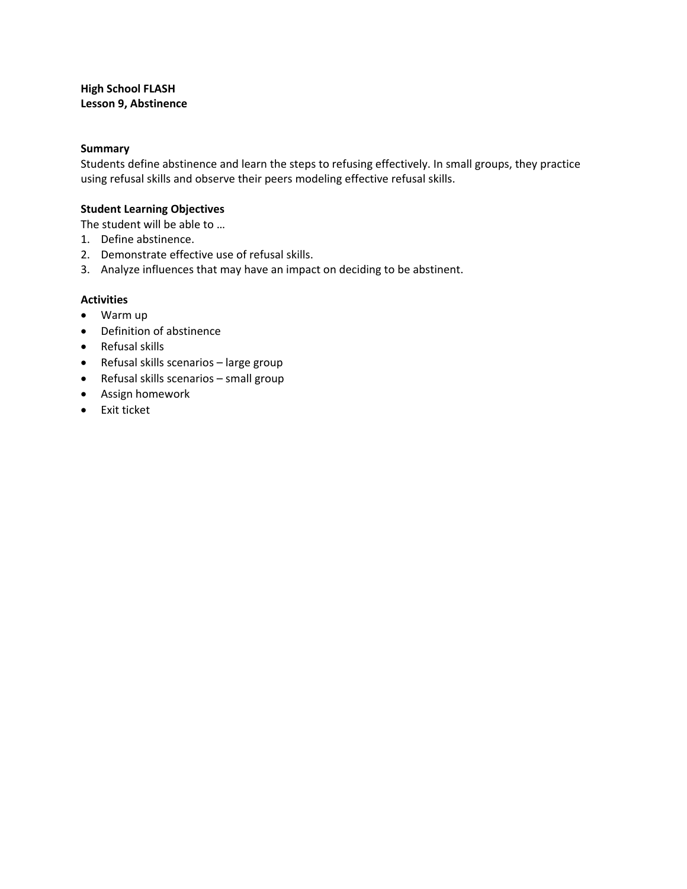**High School FLASH**
**Lesson 9, Abstinence**

**Summary**

Students define abstinence and learn the steps to refusing effectively. In small groups, they practice using refusal skills and observe their peers modeling effective refusal skills.

**Student Learning Objectives**

The student will be able to …

1. Define abstinence.
2. Demonstrate effective use of refusal skills.
3. Analyze influences that may have an impact on deciding to be abstinent.

**Activities**

- Warm up
- Definition of abstinence
- Refusal skills
- Refusal skills scenarios – large group
- Refusal skills scenarios – small group
- Assign homework
- Exit ticket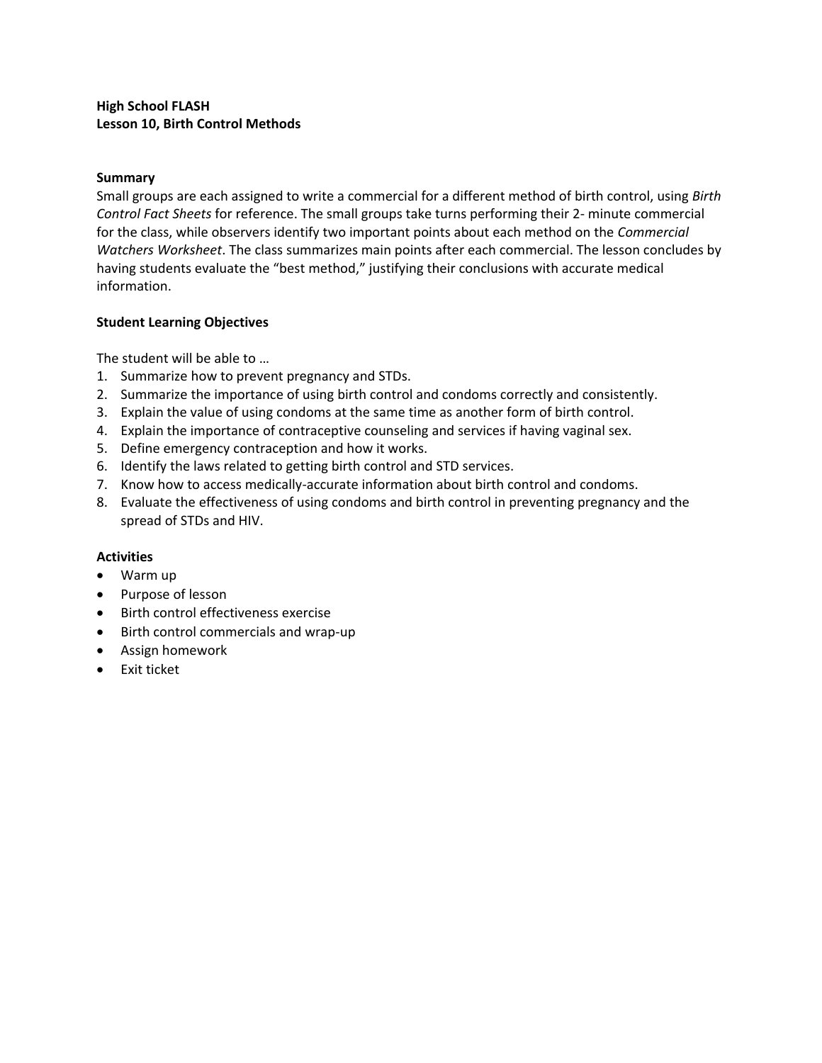**High School FLASH**
**Lesson 10, Birth Control Methods**

**Summary**

Small groups are each assigned to write a commercial for a different method of birth control, using *Birth Control Fact Sheets* for reference. The small groups take turns performing their 2- minute commercial for the class, while observers identify two important points about each method on the *Commercial Watchers Worksheet*. The class summarizes main points after each commercial. The lesson concludes by having students evaluate the "best method," justifying their conclusions with accurate medical information.

**Student Learning Objectives**

The student will be able to …

1. Summarize how to prevent pregnancy and STDs.
2. Summarize the importance of using birth control and condoms correctly and consistently.
3. Explain the value of using condoms at the same time as another form of birth control.
4. Explain the importance of contraceptive counseling and services if having vaginal sex.
5. Define emergency contraception and how it works.
6. Identify the laws related to getting birth control and STD services.
7. Know how to access medically-accurate information about birth control and condoms.
8. Evaluate the effectiveness of using condoms and birth control in preventing pregnancy and the spread of STDs and HIV.

**Activities**

- Warm up
- Purpose of lesson
- Birth control effectiveness exercise
- Birth control commercials and wrap-up
- Assign homework
- Exit ticket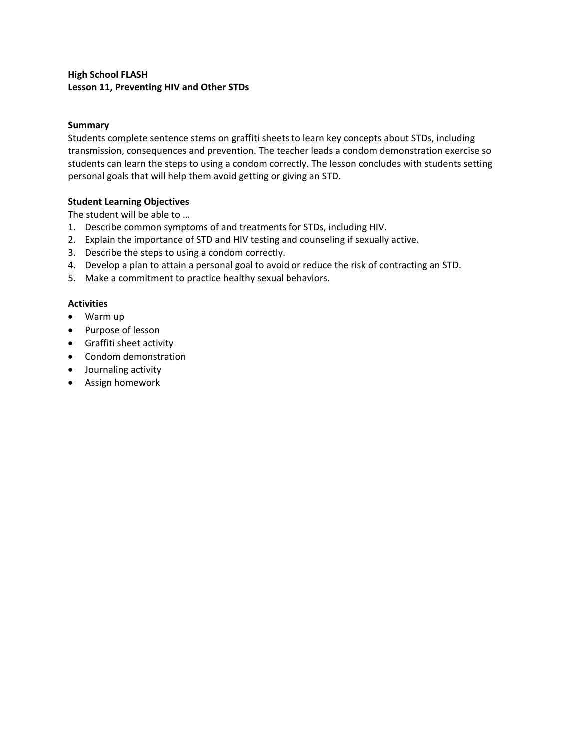**High School FLASH**
**Lesson 11, Preventing HIV and Other STDs**

**Summary**
Students complete sentence stems on graffiti sheets to learn key concepts about STDs, including transmission, consequences and prevention. The teacher leads a condom demonstration exercise so students can learn the steps to using a condom correctly. The lesson concludes with students setting personal goals that will help them avoid getting or giving an STD.

**Student Learning Objectives**
The student will be able to …

1. Describe common symptoms of and treatments for STDs, including HIV.
2. Explain the importance of STD and HIV testing and counseling if sexually active.
3. Describe the steps to using a condom correctly.
4. Develop a plan to attain a personal goal to avoid or reduce the risk of contracting an STD.
5. Make a commitment to practice healthy sexual behaviors.

**Activities**

- Warm up
- Purpose of lesson
- Graffiti sheet activity
- Condom demonstration
- Journaling activity
- Assign homework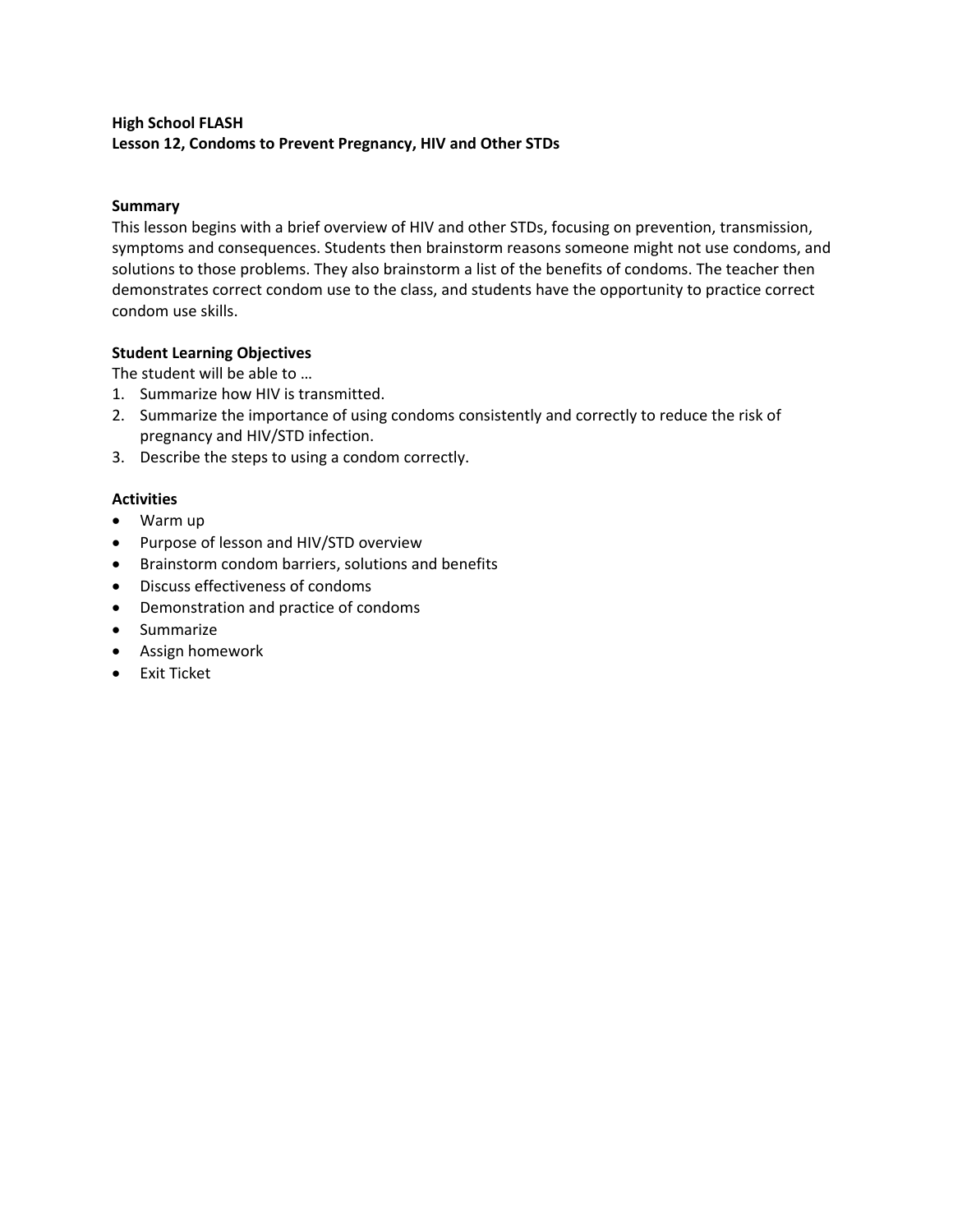**High School FLASH**
**Lesson 12, Condoms to Prevent Pregnancy, HIV and Other STDs**

**Summary**
This lesson begins with a brief overview of HIV and other STDs, focusing on prevention, transmission, symptoms and consequences. Students then brainstorm reasons someone might not use condoms, and solutions to those problems. They also brainstorm a list of the benefits of condoms. The teacher then demonstrates correct condom use to the class, and students have the opportunity to practice correct condom use skills.

**Student Learning Objectives**
The student will be able to …

1. Summarize how HIV is transmitted.
2. Summarize the importance of using condoms consistently and correctly to reduce the risk of pregnancy and HIV/STD infection.
3. Describe the steps to using a condom correctly.

**Activities**

- Warm up
- Purpose of lesson and HIV/STD overview
- Brainstorm condom barriers, solutions and benefits
- Discuss effectiveness of condoms
- Demonstration and practice of condoms
- Summarize
- Assign homework
- Exit Ticket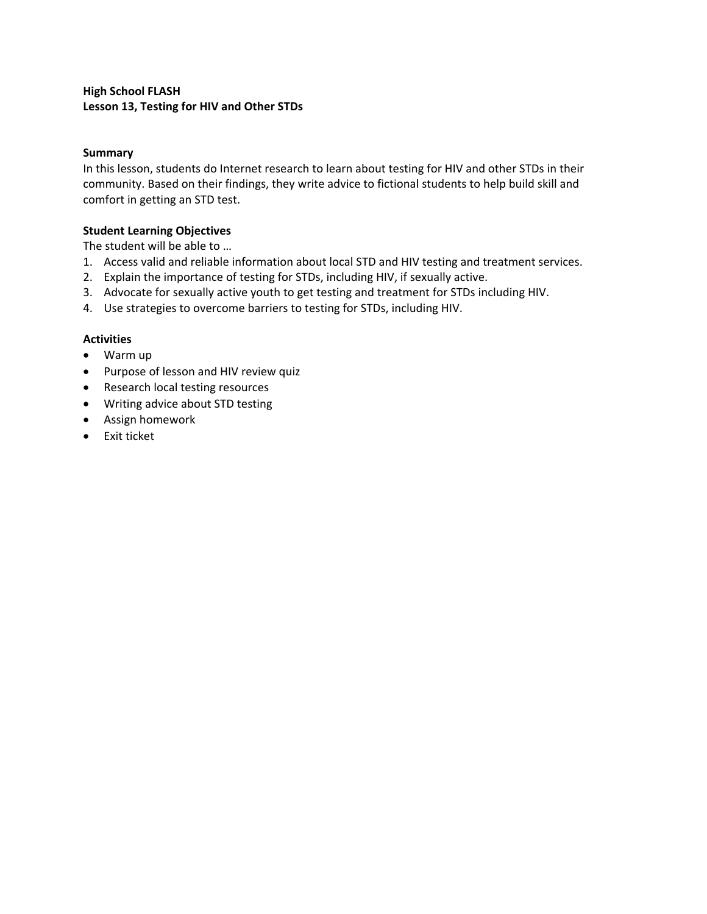**High School FLASH**
**Lesson 13, Testing for HIV and Other STDs**

**Summary**

In this lesson, students do Internet research to learn about testing for HIV and other STDs in their community. Based on their findings, they write advice to fictional students to help build skill and comfort in getting an STD test.

**Student Learning Objectives**

The student will be able to …

1. Access valid and reliable information about local STD and HIV testing and treatment services.
2. Explain the importance of testing for STDs, including HIV, if sexually active.
3. Advocate for sexually active youth to get testing and treatment for STDs including HIV.
4. Use strategies to overcome barriers to testing for STDs, including HIV.

**Activities**

- Warm up
- Purpose of lesson and HIV review quiz
- Research local testing resources
- Writing advice about STD testing
- Assign homework
- Exit ticket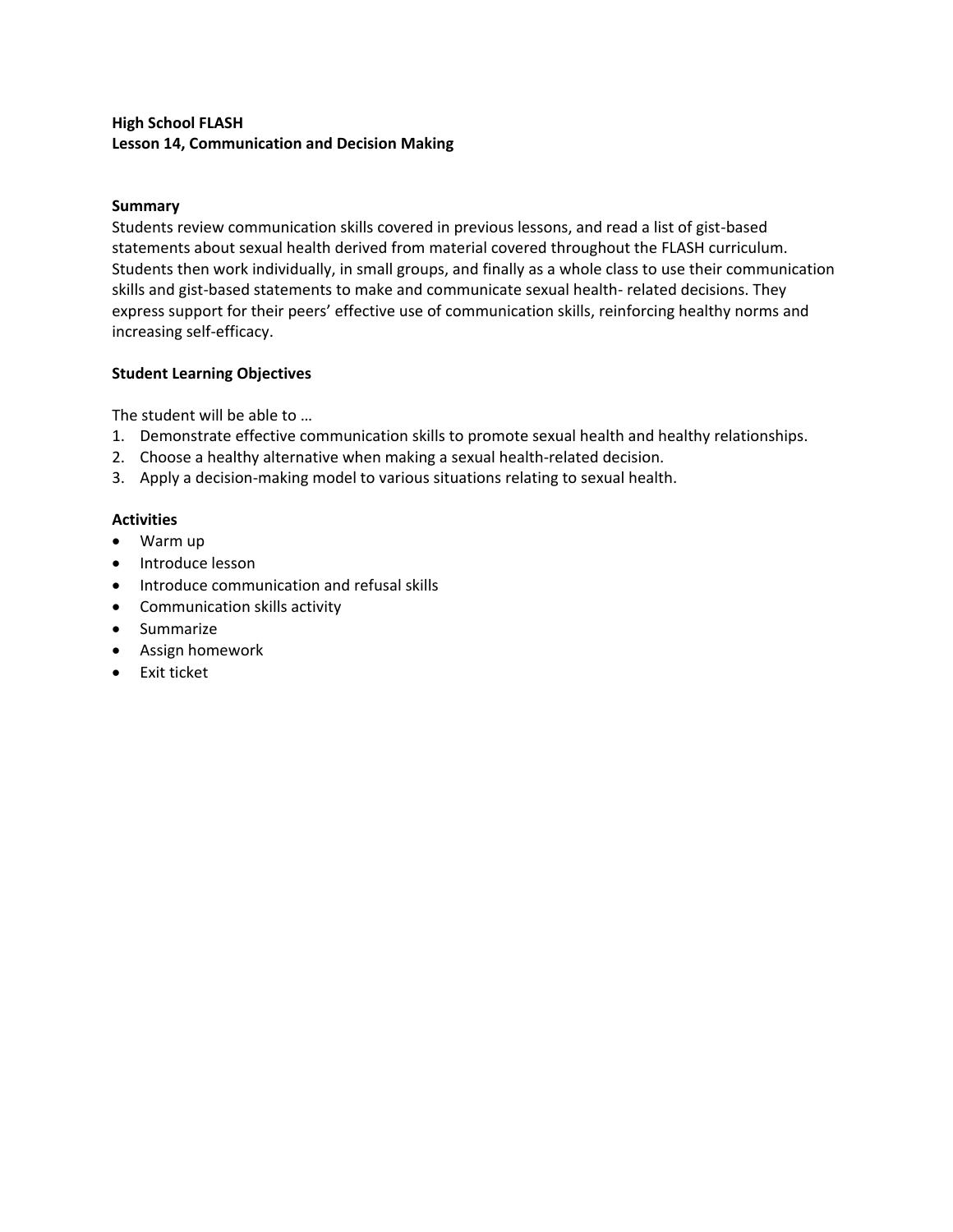**High School FLASH**
**Lesson 14, Communication and Decision Making**

**Summary**
Students review communication skills covered in previous lessons, and read a list of gist-based statements about sexual health derived from material covered throughout the FLASH curriculum. Students then work individually, in small groups, and finally as a whole class to use their communication skills and gist-based statements to make and communicate sexual health- related decisions. They express support for their peers' effective use of communication skills, reinforcing healthy norms and increasing self-efficacy.

**Student Learning Objectives**

The student will be able to …

1. Demonstrate effective communication skills to promote sexual health and healthy relationships.
2. Choose a healthy alternative when making a sexual health-related decision.
3. Apply a decision-making model to various situations relating to sexual health.

**Activities**

- Warm up
- Introduce lesson
- Introduce communication and refusal skills
- Communication skills activity
- Summarize
- Assign homework
- Exit ticket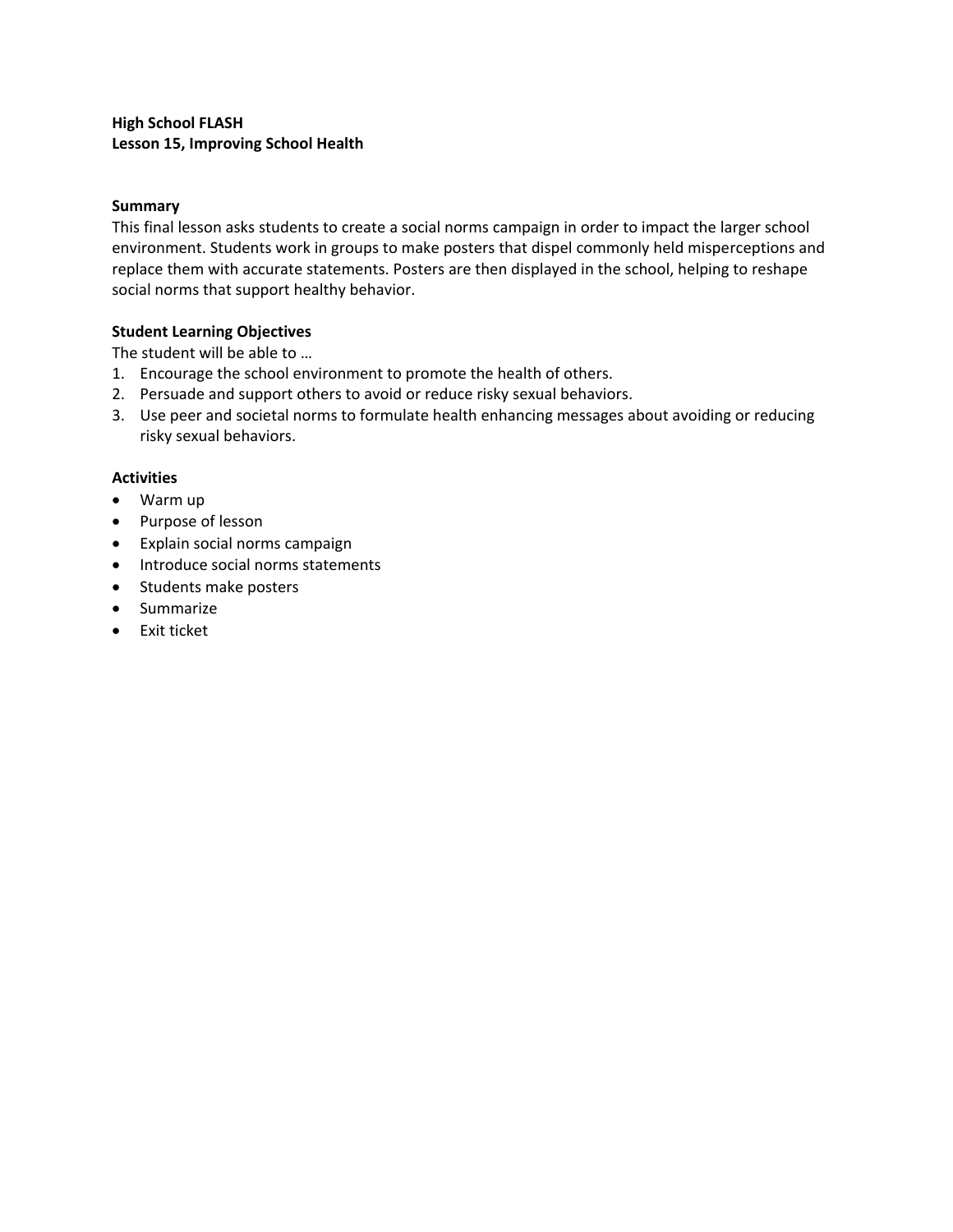**High School FLASH**
**Lesson 15, Improving School Health**

**Summary**

This final lesson asks students to create a social norms campaign in order to impact the larger school environment. Students work in groups to make posters that dispel commonly held misperceptions and replace them with accurate statements. Posters are then displayed in the school, helping to reshape social norms that support healthy behavior.

**Student Learning Objectives**

The student will be able to …

1. Encourage the school environment to promote the health of others.
2. Persuade and support others to avoid or reduce risky sexual behaviors.
3. Use peer and societal norms to formulate health enhancing messages about avoiding or reducing risky sexual behaviors.

**Activities**

- Warm up
- Purpose of lesson
- Explain social norms campaign
- Introduce social norms statements
- Students make posters
- Summarize
- Exit ticket